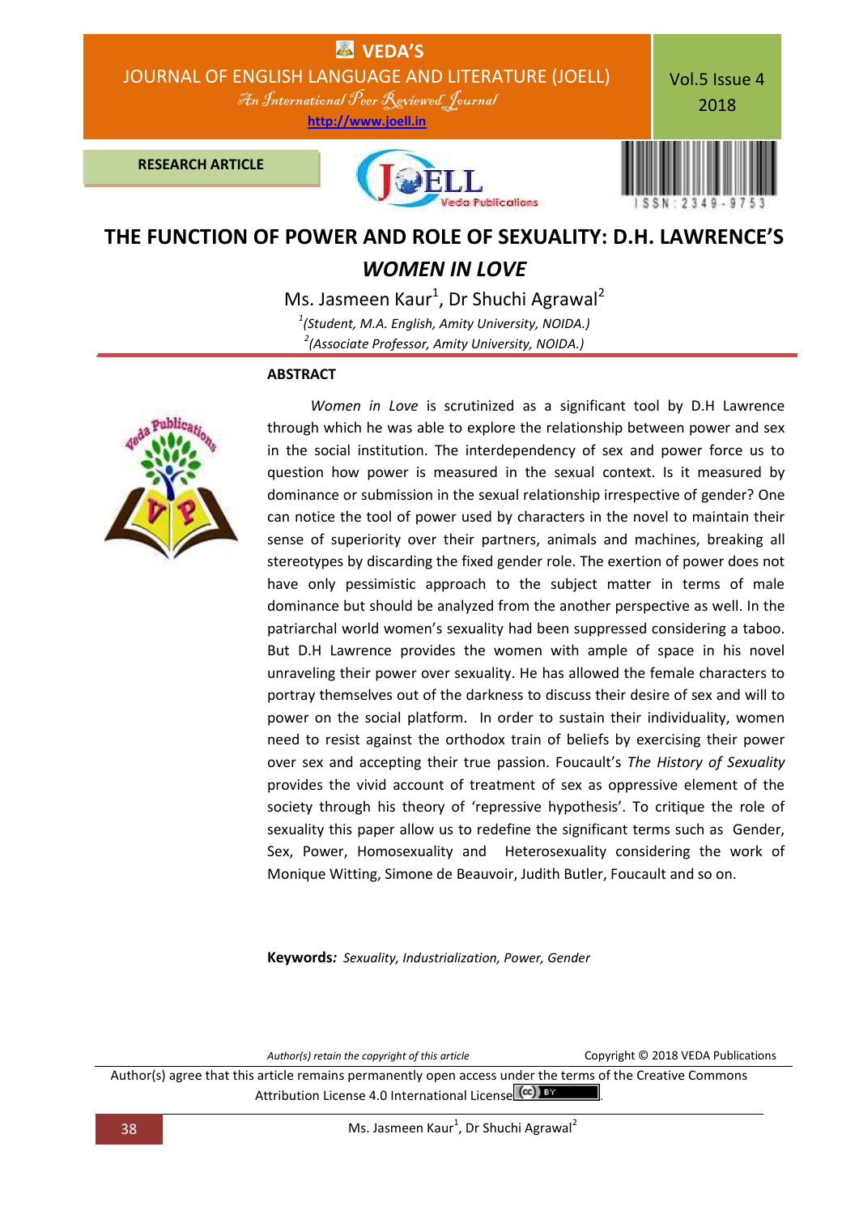RESEARCH ARTICLE

# THE FUNCTION OF POWER AND ROLE OF SEXUALITY: D.H. LAWRENCE'S *WOMEN IN LOVE*

Ms. Jasmeen Kaur[1], Dr Shuchi Agrawal[2]

[1](Student, M.A. English, Amity University, NOIDA.)

[2](Associate Professor, Amity University, NOIDA.)

## ABSTRACT

*Women in Love* is scrutinized as a significant tool by D.H Lawrence through which he was able to explore the relationship between power and sex in the social institution. The interdependency of sex and power force us to question how power is measured in the sexual context. Is it measured by dominance or submission in the sexual relationship irrespective of gender? One can notice the tool of power used by characters in the novel to maintain their sense of superiority over their partners, animals and machines, breaking all stereotypes by discarding the fixed gender role. The exertion of power does not have only pessimistic approach to the subject matter in terms of male dominance but should be analyzed from the another perspective as well. In the patriarchal world women's sexuality had been suppressed considering a taboo. But D.H Lawrence provides the women with ample of space in his novel unraveling their power over sexuality. He has allowed the female characters to portray themselves out of the darkness to discuss their desire of sex and will to power on the social platform. In order to sustain their individuality, women need to resist against the orthodox train of beliefs by exercising their power over sex and accepting their true passion. Foucault's *The History of Sexuality* provides the vivid account of treatment of sex as oppressive element of the society through his theory of 'repressive hypothesis'. To critique the role of sexuality this paper allow us to redefine the significant terms such as Gender, Sex, Power, Homosexuality and Heterosexuality considering the work of Monique Witting, Simone de Beauvoir, Judith Butler, Foucault and so on.

**Keywords***:* *Sexuality, Industrialization, Power, Gender*

*Author(s) retain the copyright of this article*

Copyright © 2018 VEDA Publications

Author(s) agree that this article remains permanently open access under the terms of the Creative Commons Attribution License 4.0 International License.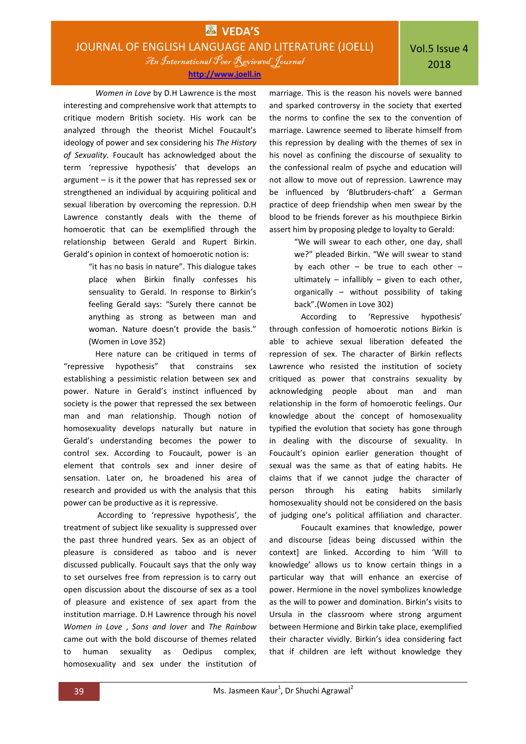*Women in Love* by D.H Lawrence is the most interesting and comprehensive work that attempts to critique modern British society. His work can be analyzed through the theorist Michel Foucault's ideology of power and sex considering his *The History of Sexuality.* Foucault has acknowledged about the term 'repressive hypothesis' that develops an argument – is it the power that has repressed sex or strengthened an individual by acquiring political and sexual liberation by overcoming the repression. D.H Lawrence constantly deals with the theme of homoerotic that can be exemplified through the relationship between Gerald and Rupert Birkin. Gerald's opinion in context of homoerotic notion is:

> "it has no basis in nature". This dialogue takes place when Birkin finally confesses his sensuality to Gerald. In response to Birkin's feeling Gerald says: "Surely there cannot be anything as strong as between man and woman. Nature doesn't provide the basis." (Women in Love 352)

Here nature can be critiqued in terms of "repressive hypothesis" that constrains sex establishing a pessimistic relation between sex and power. Nature in Gerald's instinct influenced by society is the power that repressed the sex between man and man relationship. Though notion of homosexuality develops naturally but nature in Gerald's understanding becomes the power to control sex. According to Foucault, power is an element that controls sex and inner desire of sensation. Later on, he broadened his area of research and provided us with the analysis that this power can be productive as it is repressive.

According to 'repressive hypothesis', the treatment of subject like sexuality is suppressed over the past three hundred years. Sex as an object of pleasure is considered as taboo and is never discussed publically. Foucault says that the only way to set ourselves free from repression is to carry out open discussion about the discourse of sex as a tool of pleasure and existence of sex apart from the institution marriage. D.H Lawrence through his novel *Women in Love* , *Sons and lover* and *The Rainbow* came out with the bold discourse of themes related to human sexuality as Oedipus complex, homosexuality and sex under the institution of marriage. This is the reason his novels were banned and sparked controversy in the society that exerted the norms to confine the sex to the convention of marriage. Lawrence seemed to liberate himself from this repression by dealing with the themes of sex in his novel as confining the discourse of sexuality to the confessional realm of psyche and education will not allow to move out of repression. Lawrence may be influenced by 'Blutbruders-chaft' a German practice of deep friendship when men swear by the blood to be friends forever as his mouthpiece Birkin assert him by proposing pledge to loyalty to Gerald:

> "We will swear to each other, one day, shall we?" pleaded Birkin. "We will swear to stand by each other – be true to each other – ultimately – infallibly – given to each other, organically – without possibility of taking back".(Women in Love 302)

According to 'Repressive hypothesis' through confession of homoerotic notions Birkin is able to achieve sexual liberation defeated the repression of sex. The character of Birkin reflects Lawrence who resisted the institution of society critiqued as power that constrains sexuality by acknowledging people about man and man relationship in the form of homoerotic feelings. Our knowledge about the concept of homosexuality typified the evolution that society has gone through in dealing with the discourse of sexuality. In Foucault's opinion earlier generation thought of sexual was the same as that of eating habits. He claims that if we cannot judge the character of person through his eating habits similarly homosexuality should not be considered on the basis of judging one's political affiliation and character.

Foucault examines that knowledge, power and discourse [ideas being discussed within the context] are linked. According to him 'Will to knowledge' allows us to know certain things in a particular way that will enhance an exercise of power. Hermione in the novel symbolizes knowledge as the will to power and domination. Birkin's visits to Ursula in the classroom where strong argument between Hermione and Birkin take place, exemplified their character vividly. Birkin's idea considering fact that if children are left without knowledge they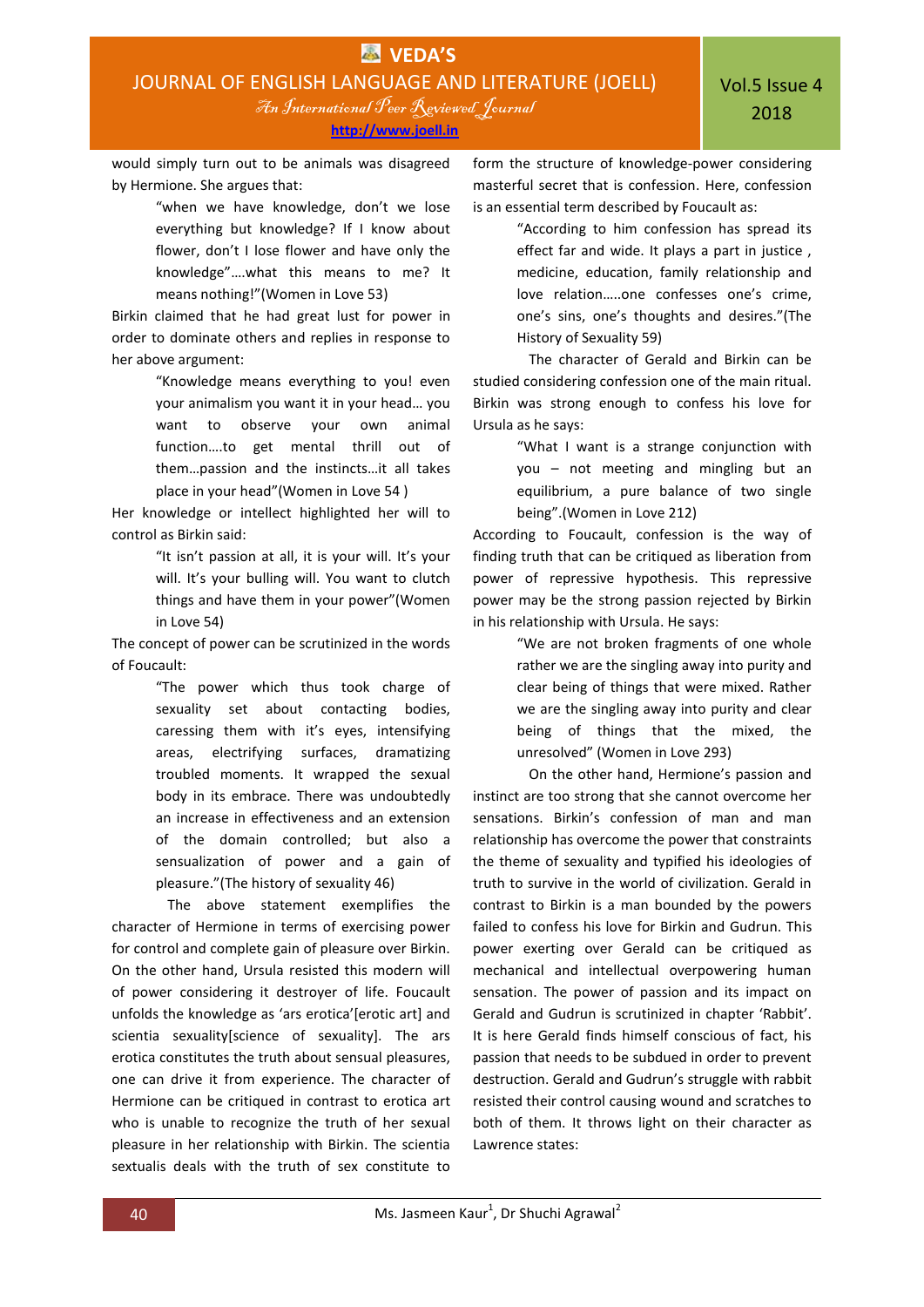would simply turn out to be animals was disagreed by Hermione. She argues that:

> "when we have knowledge, don't we lose everything but knowledge? If I know about flower, don't I lose flower and have only the knowledge"….what this means to me? It means nothing!"(Women in Love 53)

Birkin claimed that he had great lust for power in order to dominate others and replies in response to her above argument:

> "Knowledge means everything to you! even your animalism you want it in your head… you want to observe your own animal function….to get mental thrill out of them…passion and the instincts…it all takes place in your head"(Women in Love 54 )

Her knowledge or intellect highlighted her will to control as Birkin said:

> "It isn't passion at all, it is your will. It's your will. It's your bulling will. You want to clutch things and have them in your power"(Women in Love 54)

The concept of power can be scrutinized in the words of Foucault:

> "The power which thus took charge of sexuality set about contacting bodies, caressing them with it's eyes, intensifying areas, electrifying surfaces, dramatizing troubled moments. It wrapped the sexual body in its embrace. There was undoubtedly an increase in effectiveness and an extension of the domain controlled; but also a sensualization of power and a gain of pleasure."(The history of sexuality 46)

The above statement exemplifies the character of Hermione in terms of exercising power for control and complete gain of pleasure over Birkin. On the other hand, Ursula resisted this modern will of power considering it destroyer of life. Foucault unfolds the knowledge as 'ars erotica'[erotic art] and scientia sexuality[science of sexuality]. The ars erotica constitutes the truth about sensual pleasures, one can drive it from experience. The character of Hermione can be critiqued in contrast to erotica art who is unable to recognize the truth of her sexual pleasure in her relationship with Birkin. The scientia sextualis deals with the truth of sex constitute to form the structure of knowledge-power considering masterful secret that is confession. Here, confession is an essential term described by Foucault as:

> "According to him confession has spread its effect far and wide. It plays a part in justice , medicine, education, family relationship and love relation…..one confesses one's crime, one's sins, one's thoughts and desires."(The History of Sexuality 59)

The character of Gerald and Birkin can be studied considering confession one of the main ritual. Birkin was strong enough to confess his love for Ursula as he says:

> "What I want is a strange conjunction with you – not meeting and mingling but an equilibrium, a pure balance of two single being".(Women in Love 212)

According to Foucault, confession is the way of finding truth that can be critiqued as liberation from power of repressive hypothesis. This repressive power may be the strong passion rejected by Birkin in his relationship with Ursula. He says:

> "We are not broken fragments of one whole rather we are the singling away into purity and clear being of things that were mixed. Rather we are the singling away into purity and clear being of things that the mixed, the unresolved" (Women in Love 293)

On the other hand, Hermione's passion and instinct are too strong that she cannot overcome her sensations. Birkin's confession of man and man relationship has overcome the power that constraints the theme of sexuality and typified his ideologies of truth to survive in the world of civilization. Gerald in contrast to Birkin is a man bounded by the powers failed to confess his love for Birkin and Gudrun. This power exerting over Gerald can be critiqued as mechanical and intellectual overpowering human sensation. The power of passion and its impact on Gerald and Gudrun is scrutinized in chapter 'Rabbit'. It is here Gerald finds himself conscious of fact, his passion that needs to be subdued in order to prevent destruction. Gerald and Gudrun's struggle with rabbit resisted their control causing wound and scratches to both of them. It throws light on their character as Lawrence states: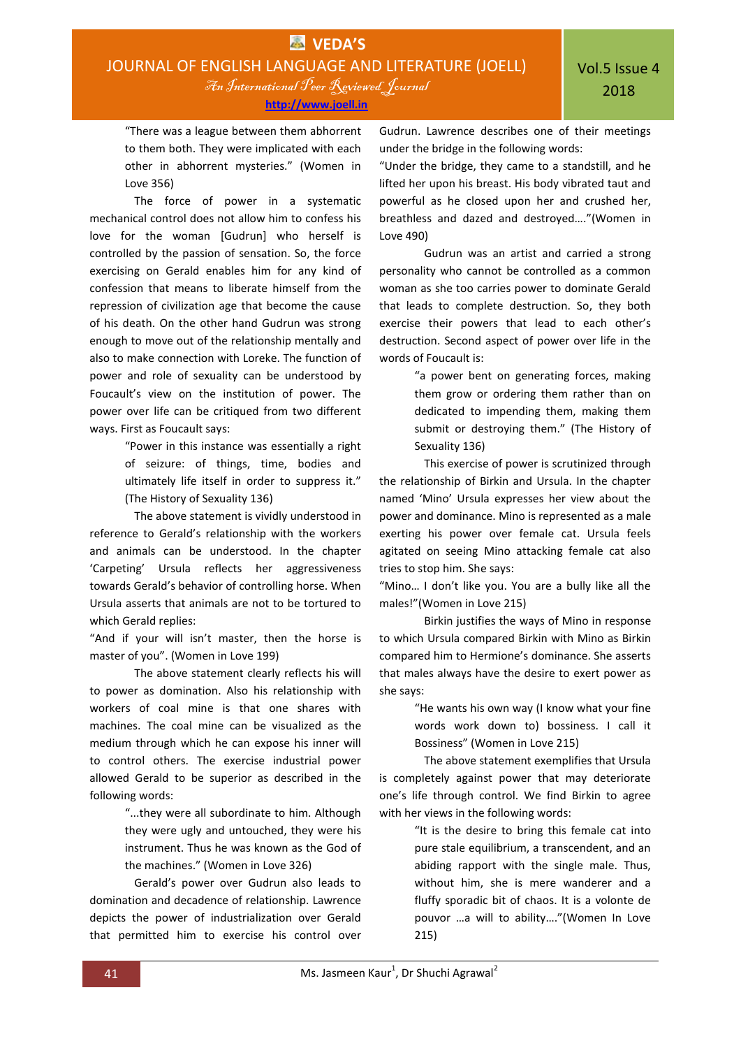> "There was a league between them abhorrent to them both. They were implicated with each other in abhorrent mysteries." (Women in Love 356)

The force of power in a systematic mechanical control does not allow him to confess his love for the woman [Gudrun] who herself is controlled by the passion of sensation. So, the force exercising on Gerald enables him for any kind of confession that means to liberate himself from the repression of civilization age that become the cause of his death. On the other hand Gudrun was strong enough to move out of the relationship mentally and also to make connection with Loreke. The function of power and role of sexuality can be understood by Foucault's view on the institution of power. The power over life can be critiqued from two different ways. First as Foucault says:

> "Power in this instance was essentially a right of seizure: of things, time, bodies and ultimately life itself in order to suppress it." (The History of Sexuality 136)

The above statement is vividly understood in reference to Gerald's relationship with the workers and animals can be understood. In the chapter 'Carpeting' Ursula reflects her aggressiveness towards Gerald's behavior of controlling horse. When Ursula asserts that animals are not to be tortured to which Gerald replies:

"And if your will isn't master, then the horse is master of you". (Women in Love 199)

The above statement clearly reflects his will to power as domination. Also his relationship with workers of coal mine is that one shares with machines. The coal mine can be visualized as the medium through which he can expose his inner will to control others. The exercise industrial power allowed Gerald to be superior as described in the following words:

> "...they were all subordinate to him. Although they were ugly and untouched, they were his instrument. Thus he was known as the God of the machines." (Women in Love 326)

Gerald's power over Gudrun also leads to domination and decadence of relationship. Lawrence depicts the power of industrialization over Gerald that permitted him to exercise his control over Gudrun. Lawrence describes one of their meetings under the bridge in the following words:

"Under the bridge, they came to a standstill, and he lifted her upon his breast. His body vibrated taut and powerful as he closed upon her and crushed her, breathless and dazed and destroyed…."(Women in Love 490)

Gudrun was an artist and carried a strong personality who cannot be controlled as a common woman as she too carries power to dominate Gerald that leads to complete destruction. So, they both exercise their powers that lead to each other's destruction. Second aspect of power over life in the words of Foucault is:

> "a power bent on generating forces, making them grow or ordering them rather than on dedicated to impending them, making them submit or destroying them." (The History of Sexuality 136)

This exercise of power is scrutinized through the relationship of Birkin and Ursula. In the chapter named 'Mino' Ursula expresses her view about the power and dominance. Mino is represented as a male exerting his power over female cat. Ursula feels agitated on seeing Mino attacking female cat also tries to stop him. She says:

"Mino… I don't like you. You are a bully like all the males!"(Women in Love 215)

Birkin justifies the ways of Mino in response to which Ursula compared Birkin with Mino as Birkin compared him to Hermione's dominance. She asserts that males always have the desire to exert power as she says:

> "He wants his own way (I know what your fine words work down to) bossiness. I call it Bossiness" (Women in Love 215)

The above statement exemplifies that Ursula is completely against power that may deteriorate one's life through control. We find Birkin to agree with her views in the following words:

> "It is the desire to bring this female cat into pure stale equilibrium, a transcendent, and an abiding rapport with the single male. Thus, without him, she is mere wanderer and a fluffy sporadic bit of chaos. It is a volonte de pouvor …a will to ability…."(Women In Love 215)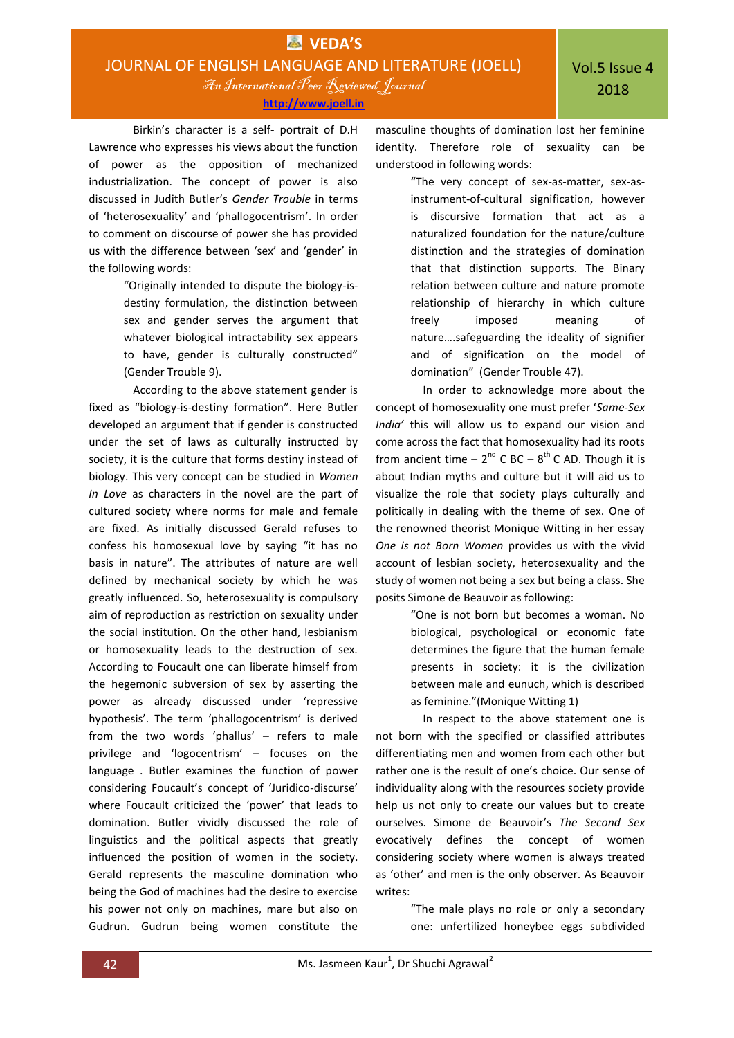Birkin's character is a self- portrait of D.H Lawrence who expresses his views about the function of power as the opposition of mechanized industrialization. The concept of power is also discussed in Judith Butler's *Gender Trouble* in terms of 'heterosexuality' and 'phallogocentrism'. In order to comment on discourse of power she has provided us with the difference between 'sex' and 'gender' in the following words:

> "Originally intended to dispute the biology-is-destiny formulation, the distinction between sex and gender serves the argument that whatever biological intractability sex appears to have, gender is culturally constructed" (Gender Trouble 9).

According to the above statement gender is fixed as "biology-is-destiny formation". Here Butler developed an argument that if gender is constructed under the set of laws as culturally instructed by society, it is the culture that forms destiny instead of biology. This very concept can be studied in *Women In Love* as characters in the novel are the part of cultured society where norms for male and female are fixed. As initially discussed Gerald refuses to confess his homosexual love by saying "it has no basis in nature". The attributes of nature are well defined by mechanical society by which he was greatly influenced. So, heterosexuality is compulsory aim of reproduction as restriction on sexuality under the social institution. On the other hand, lesbianism or homosexuality leads to the destruction of sex. According to Foucault one can liberate himself from the hegemonic subversion of sex by asserting the power as already discussed under 'repressive hypothesis'. The term 'phallogocentrism' is derived from the two words 'phallus' – refers to male privilege and 'logocentrism' – focuses on the language . Butler examines the function of power considering Foucault's concept of 'Juridico-discurse' where Foucault criticized the 'power' that leads to domination. Butler vividly discussed the role of linguistics and the political aspects that greatly influenced the position of women in the society. Gerald represents the masculine domination who being the God of machines had the desire to exercise his power not only on machines, mare but also on Gudrun. Gudrun being women constitute the masculine thoughts of domination lost her feminine identity. Therefore role of sexuality can be understood in following words:

> "The very concept of sex-as-matter, sex-as-instrument-of-cultural signification, however is discursive formation that act as a naturalized foundation for the nature/culture distinction and the strategies of domination that that distinction supports. The Binary relation between culture and nature promote relationship of hierarchy in which culture freely imposed meaning of nature....safeguarding the ideality of signifier and of signification on the model of domination" (Gender Trouble 47).

In order to acknowledge more about the concept of homosexuality one must prefer '*Same-Sex India'* this will allow us to expand our vision and come across the fact that homosexuality had its roots from ancient time – 2nd C BC – 8th C AD. Though it is about Indian myths and culture but it will aid us to visualize the role that society plays culturally and politically in dealing with the theme of sex. One of the renowned theorist Monique Witting in her essay *One is not Born Women* provides us with the vivid account of lesbian society, heterosexuality and the study of women not being a sex but being a class. She posits Simone de Beauvoir as following:

> "One is not born but becomes a woman. No biological, psychological or economic fate determines the figure that the human female presents in society: it is the civilization between male and eunuch, which is described as feminine."(Monique Witting 1)

In respect to the above statement one is not born with the specified or classified attributes differentiating men and women from each other but rather one is the result of one's choice. Our sense of individuality along with the resources society provide help us not only to create our values but to create ourselves. Simone de Beauvoir's *The Second Sex* evocatively defines the concept of women considering society where women is always treated as 'other' and men is the only observer. As Beauvoir writes:

> "The male plays no role or only a secondary one: unfertilized honeybee eggs subdivided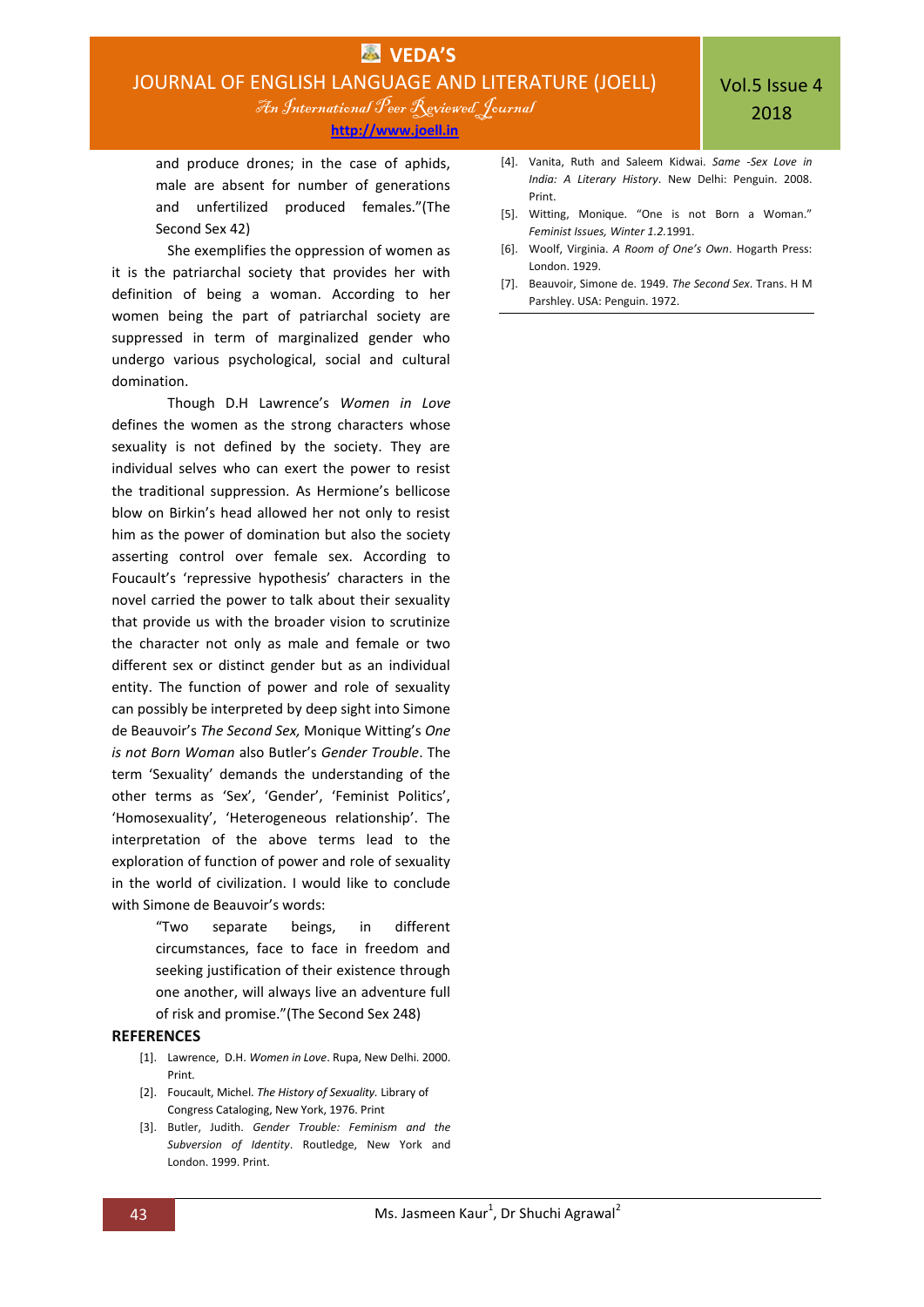and produce drones; in the case of aphids, male are absent for number of generations and unfertilized produced females."(The Second Sex 42)

She exemplifies the oppression of women as it is the patriarchal society that provides her with definition of being a woman. According to her women being the part of patriarchal society are suppressed in term of marginalized gender who undergo various psychological, social and cultural domination.

Though D.H Lawrence's *Women in Love* defines the women as the strong characters whose sexuality is not defined by the society. They are individual selves who can exert the power to resist the traditional suppression. As Hermione's bellicose blow on Birkin's head allowed her not only to resist him as the power of domination but also the society asserting control over female sex. According to Foucault's 'repressive hypothesis' characters in the novel carried the power to talk about their sexuality that provide us with the broader vision to scrutinize the character not only as male and female or two different sex or distinct gender but as an individual entity. The function of power and role of sexuality can possibly be interpreted by deep sight into Simone de Beauvoir's *The Second Sex,* Monique Witting's *One is not Born Woman* also Butler's *Gender Trouble*. The term 'Sexuality' demands the understanding of the other terms as 'Sex', 'Gender', 'Feminist Politics', 'Homosexuality', 'Heterogeneous relationship'. The interpretation of the above terms lead to the exploration of function of power and role of sexuality in the world of civilization. I would like to conclude with Simone de Beauvoir's words:

> "Two separate beings, in different circumstances, face to face in freedom and seeking justification of their existence through one another, will always live an adventure full of risk and promise."(The Second Sex 248)

## REFERENCES

[1]. Lawrence, D.H. *Women in Love*. Rupa, New Delhi. 2000. Print.

[2]. Foucault, Michel. *The History of Sexuality.* Library of Congress Cataloging, New York, 1976. Print

[3]. Butler, Judith. *Gender Trouble: Feminism and the Subversion of Identity*. Routledge, New York and London. 1999. Print.

[4]. Vanita, Ruth and Saleem Kidwai. *Same -Sex Love in India: A Literary History*. New Delhi: Penguin. 2008. Print.

[5]. Witting, Monique. "One is not Born a Woman." *Feminist Issues, Winter 1.2.*1991.

[6]. Woolf, Virginia. *A Room of One's Own*. Hogarth Press: London. 1929.

[7]. Beauvoir, Simone de. 1949. *The Second Sex*. Trans. H M Parshley. USA: Penguin. 1972.